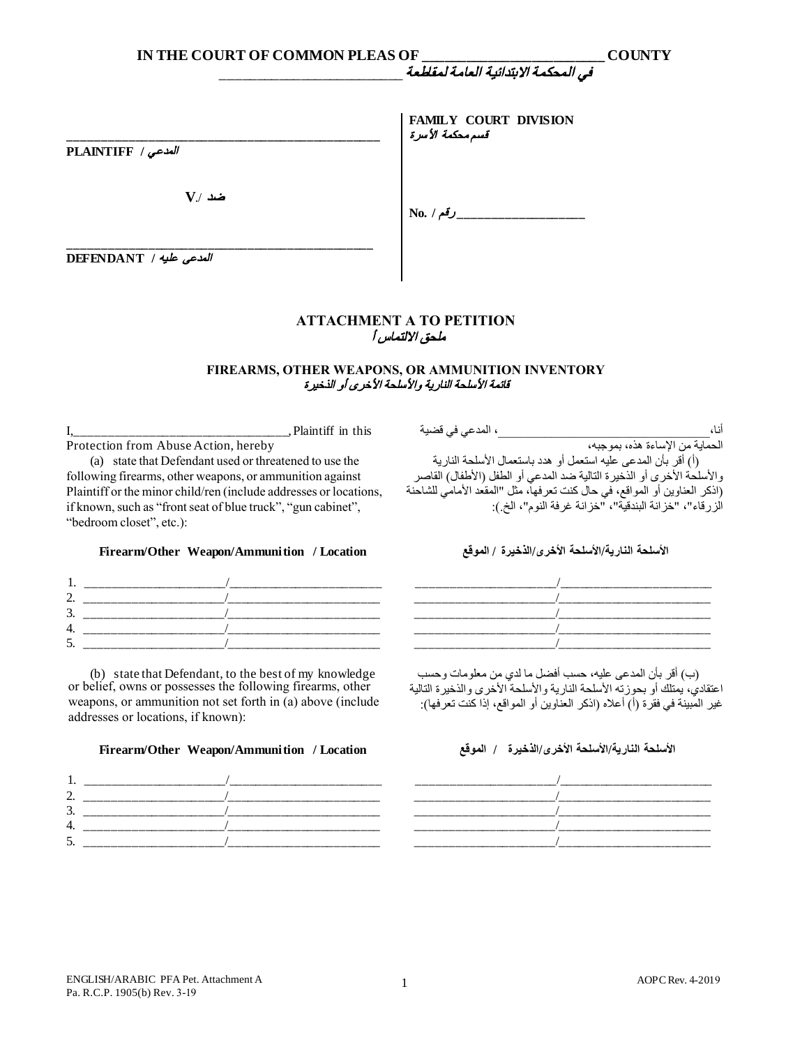**IN THE COURT OF COMMON PLEAS OF ___________________________ COUNTY**
**في المحكمة الابتدائية العامة لمقاطعة ___________________________**

| | |
|---|---|
| ___________________________________________________ | **FAMILY COURT DIVISION** |
| **PLAINTIFF / المدعي** | **قسم محكمة الأسرة** |
| **V./ ضد** | **No. / رقم ____________________** |
| ___________________________________________________ | |
| **DEFENDANT / المدعى عليه** | |

## ATTACHMENT A TO PETITION
## ملحق الالتماس أ

### FIREARMS, OTHER WEAPONS, OR AMMUNITION INVENTORY
### قائمة الأسلحة النارية والأسلحة الأخرى أو الذخيرة

I,_________________________________, Plaintiff in this Protection from Abuse Action, hereby

(a) state that Defendant used or threatened to use the following firearms, other weapons, or ammunition against Plaintiff or the minor child/ren (include addresses or locations, if known, such as "front seat of blue truck", "gun cabinet", "bedroom closet", etc.):

أنا، _________________________________، المدعي في قضية الحماية من الإساءة هذه، بموجبه،

(أ) أقر بأن المدعى عليه استعمل أو هدد باستعمال الأسلحة النارية والأسلحة الأخرى أو الذخيرة التالية ضد المدعي أو الطفل (الأطفال) القاصر (اذكر العناوين أو المواقع، في حال كنت تعرفها، مثل "المقعد الأمامي للشاحنة الزرقاء"، "خزانة البندقية"، "خزانة غرفة النوم"، الخ.):

**Firearm/Other Weapon/Ammunition / Location** — **الأسلحة النارية/الأسلحة الأخرى/الذخيرة / الموقع**

1. ______________________/________________________
2. ______________________/________________________
3. ______________________/________________________
4. ______________________/________________________
5. ______________________/________________________

(b) state that Defendant, to the best of my knowledge or belief, owns or possesses the following firearms, other weapons, or ammunition not set forth in (a) above (include addresses or locations, if known):

(ب) أقر بأن المدعى عليه، حسب أفضل ما لدي من معلومات وحسب اعتقادي، يمتلك أو بحوزته الأسلحة النارية والأسلحة الأخرى والذخيرة التالية غير المبينة في فقرة (أ) أعلاه (اذكر العناوين أو المواقع، إذا كنت تعرفها):

**Firearm/Other Weapon/Ammunition / Location** — **الأسلحة النارية/الأسلحة الأخرى/الذخيرة / الموقع**

1. ______________________/________________________
2. ______________________/________________________
3. ______________________/________________________
4. ______________________/________________________
5. ______________________/________________________

ENGLISH/ARABIC PFA Pet. Attachment A
Pa. R.C.P. 1905(b) Rev. 3-19
AOPC Rev. 4-2019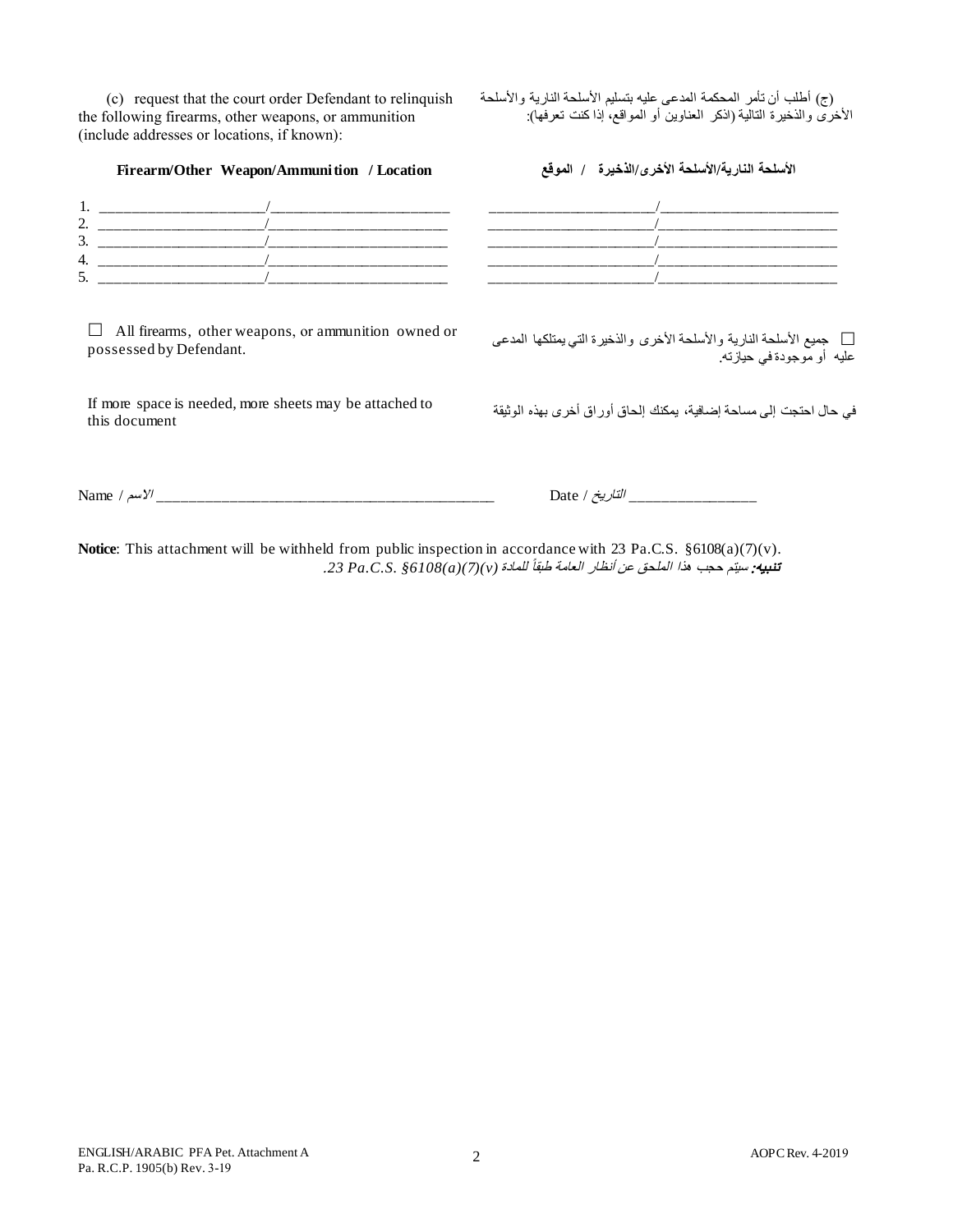(c) request that the court order Defendant to relinquish the following firearms, other weapons, or ammunition (include addresses or locations, if known):

(ج) أطلب أن تأمر المحكمة المدعى عليه بتسليم الأسلحة النارية والأسلحة الأخرى والذخيرة التالية (اذكر العناوين أو المواقع، إذا كنت تعرفها):

**Firearm/Other Weapon/Ammunition / Location**

**الأسلحة النارية/الأسلحة الأخرى/الذخيرة / الموقع**

1. ______________________/________________________
2. ______________________/________________________
3. ______________________/________________________
4. ______________________/________________________
5. ______________________/________________________

______________________/________________________
______________________/________________________
______________________/________________________
______________________/________________________
______________________/________________________

☐ All firearms, other weapons, or ammunition owned or possessed by Defendant.

☐ جميع الأسلحة النارية والأسلحة الأخرى والذخيرة التي يمتلكها المدعى عليه أو موجودة في حيازته.

If more space is needed, more sheets may be attached to this document

في حال احتجت إلى مساحة إضافية، يمكنك إلحاق أوراق أخرى بهذه الوثيقة

Name / *الاسم* ______________________________________________ Date / *التاريخ* _________________

**Notice**: This attachment will be withheld from public inspection in accordance with 23 Pa.C.S. §6108(a)(7)(v).

***تنبيه:*** سيتم حجب *هذا الملحق عن أنظار العامة طبقاً للمادة 23 Pa.C.S. §6108(a)(7)(v).*

ENGLISH/ARABIC PFA Pet. Attachment A
Pa. R.C.P. 1905(b) Rev. 3-19

AOPC Rev. 4-2019